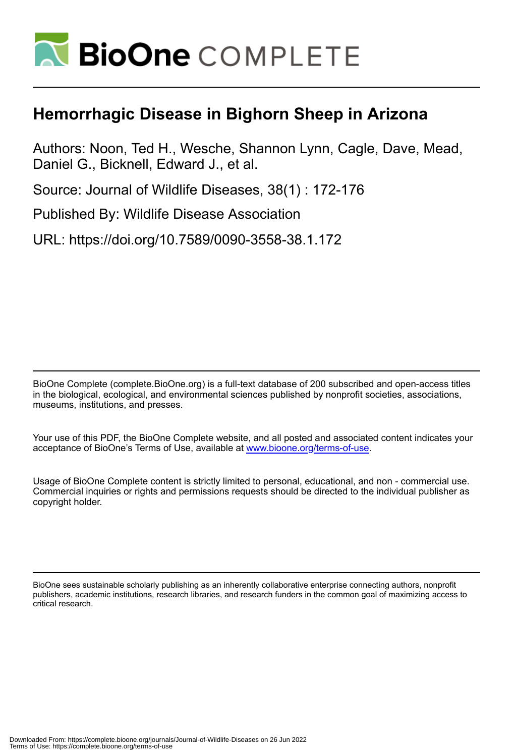# Hemorrhagic Disease in Bighorn Sheep in Arizona

Authors: Noon, Ted H., Wesche, Shannon Lynn, Cagle, Dave, Mead, Daniel G., Bicknell, Edward J., et al.

Source: Journal of Wildlife Diseases, 38(1) : 172-176

Published By: Wildlife Disease Association

URL: https://doi.org/10.7589/0090-3558-38.1.172

BioOne Complete (complete.BioOne.org) is a full-text database of 200 subscribed and open-access titles in the biological, ecological, and environmental sciences published by nonprofit societies, associations, museums, institutions, and presses.

Your use of this PDF, the BioOne Complete website, and all posted and associated content indicates your acceptance of BioOne's Terms of Use, available at www.bioone.org/terms-of-use.

Usage of BioOne Complete content is strictly limited to personal, educational, and non - commercial use. Commercial inquiries or rights and permissions requests should be directed to the individual publisher as copyright holder.

BioOne sees sustainable scholarly publishing as an inherently collaborative enterprise connecting authors, nonprofit publishers, academic institutions, research libraries, and research funders in the common goal of maximizing access to critical research.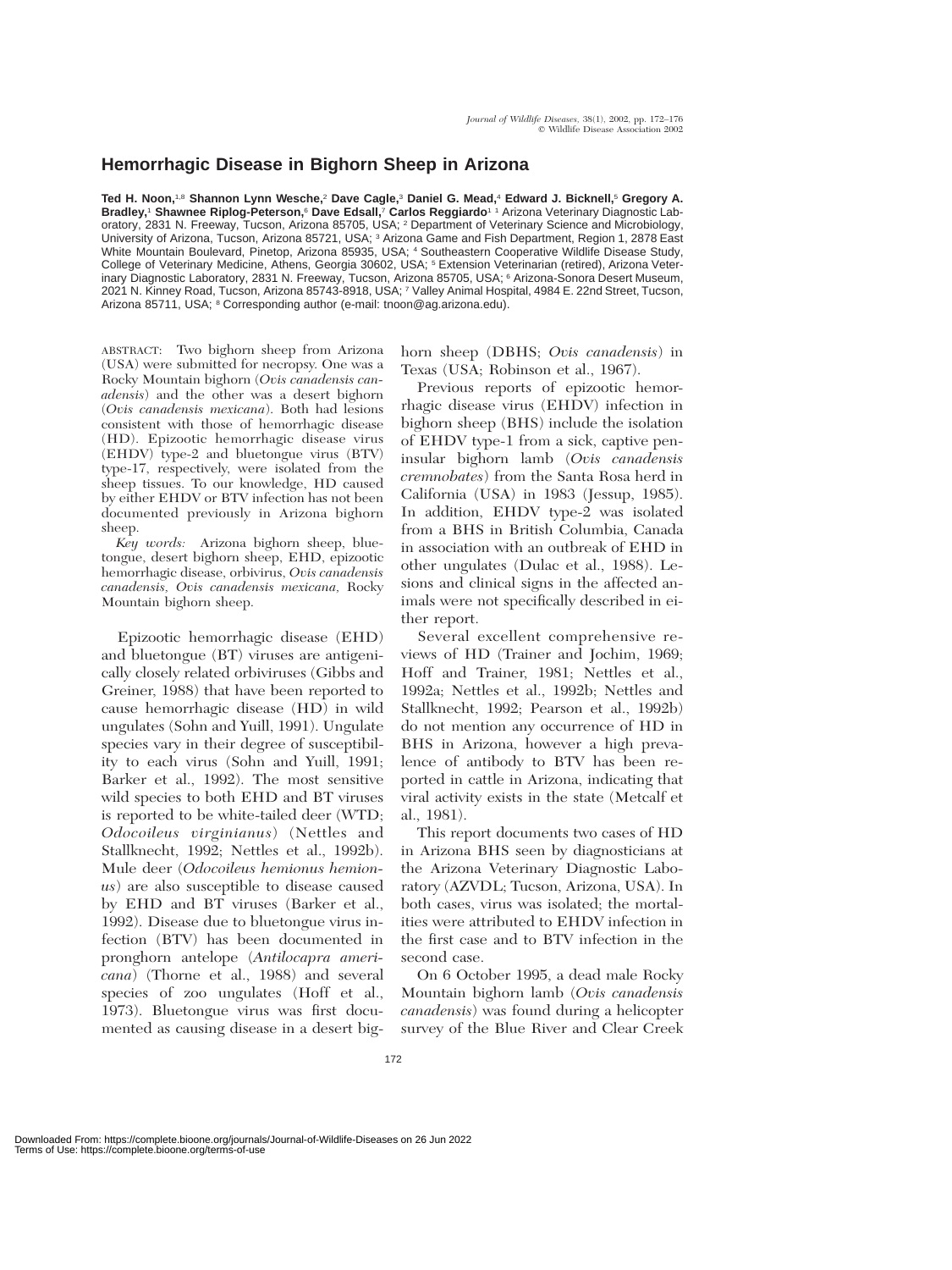# Hemorrhagic Disease in Bighorn Sheep in Arizona

**Ted H. Noon,[1,8] Shannon Lynn Wesche,[2] Dave Cagle,[3] Daniel G. Mead,[4] Edward J. Bicknell,[5] Gregory A. Bradley,[1] Shawnee Riplog-Peterson,[6] Dave Edsall,[7] Carlos Reggiardo[1]** [1] Arizona Veterinary Diagnostic Laboratory, 2831 N. Freeway, Tucson, Arizona 85705, USA; [2] Department of Veterinary Science and Microbiology, University of Arizona, Tucson, Arizona 85721, USA; [3] Arizona Game and Fish Department, Region 1, 2878 East White Mountain Boulevard, Pinetop, Arizona 85935, USA; [4] Southeastern Cooperative Wildlife Disease Study, College of Veterinary Medicine, Athens, Georgia 30602, USA; [5] Extension Veterinarian (retired), Arizona Veterinary Diagnostic Laboratory, 2831 N. Freeway, Tucson, Arizona 85705, USA; [6] Arizona-Sonora Desert Museum, 2021 N. Kinney Road, Tucson, Arizona 85743-8918, USA; [7] Valley Animal Hospital, 4984 E. 22nd Street, Tucson, Arizona 85711, USA; [8] Corresponding author (e-mail: tnoon@ag.arizona.edu).

ABSTRACT: Two bighorn sheep from Arizona (USA) were submitted for necropsy. One was a Rocky Mountain bighorn (*Ovis canadensis canadensis*) and the other was a desert bighorn (*Ovis canadensis mexicana*). Both had lesions consistent with those of hemorrhagic disease (HD). Epizootic hemorrhagic disease virus (EHDV) type-2 and bluetongue virus (BTV) type-17, respectively, were isolated from the sheep tissues. To our knowledge, HD caused by either EHDV or BTV infection has not been documented previously in Arizona bighorn sheep.

*Key words:* Arizona bighorn sheep, bluetongue, desert bighorn sheep, EHD, epizootic hemorrhagic disease, orbivirus, *Ovis canadensis*, *Ovis canadensis mexicana,* Rocky Mountain bighorn sheep.

Epizootic hemorrhagic disease (EHD) and bluetongue (BT) viruses are antigenically closely related orbiviruses (Gibbs and Greiner, 1988) that have been reported to cause hemorrhagic disease (HD) in wild ungulates (Sohn and Yuill, 1991). Ungulate species vary in their degree of susceptibility to each virus (Sohn and Yuill, 1991; Barker et al., 1992). The most sensitive wild species to both EHD and BT viruses is reported to be white-tailed deer (WTD; *Odocoileus virginianus*) (Nettles and Stallknecht, 1992; Nettles et al., 1992b). Mule deer (*Odocoileus hemionus hemionus*) are also susceptible to disease caused by EHD and BT viruses (Barker et al., 1992). Disease due to bluetongue virus infection (BTV) has been documented in pronghorn antelope (*Antilocapra americana*) (Thorne et al., 1988) and several species of zoo ungulates (Hoff et al., 1973). Bluetongue virus was first documented as causing disease in a desert bighorn sheep (DBHS; *Ovis canadensis*) in Texas (USA; Robinson et al., 1967).

Previous reports of epizootic hemorrhagic disease virus (EHDV) infection in bighorn sheep (BHS) include the isolation of EHDV type-1 from a sick, captive peninsular bighorn lamb (*Ovis canadensis cremnobates*) from the Santa Rosa herd in California (USA) in 1983 (Jessup, 1985). In addition, EHDV type-2 was isolated from a BHS in British Columbia, Canada in association with an outbreak of EHD in other ungulates (Dulac et al., 1988). Lesions and clinical signs in the affected animals were not specifically described in either report.

Several excellent comprehensive reviews of HD (Trainer and Jochim, 1969; Hoff and Trainer, 1981; Nettles et al., 1992a; Nettles et al., 1992b; Nettles and Stallknecht, 1992; Pearson et al., 1992b) do not mention any occurrence of HD in BHS in Arizona, however a high prevalence of antibody to BTV has been reported in cattle in Arizona, indicating that viral activity exists in the state (Metcalf et al., 1981).

This report documents two cases of HD in Arizona BHS seen by diagnosticians at the Arizona Veterinary Diagnostic Laboratory (AZVDL; Tucson, Arizona, USA). In both cases, virus was isolated; the mortalities were attributed to EHDV infection in the first case and to BTV infection in the second case.

On 6 October 1995, a dead male Rocky Mountain bighorn lamb (*Ovis canadensis canadensis*) was found during a helicopter survey of the Blue River and Clear Creek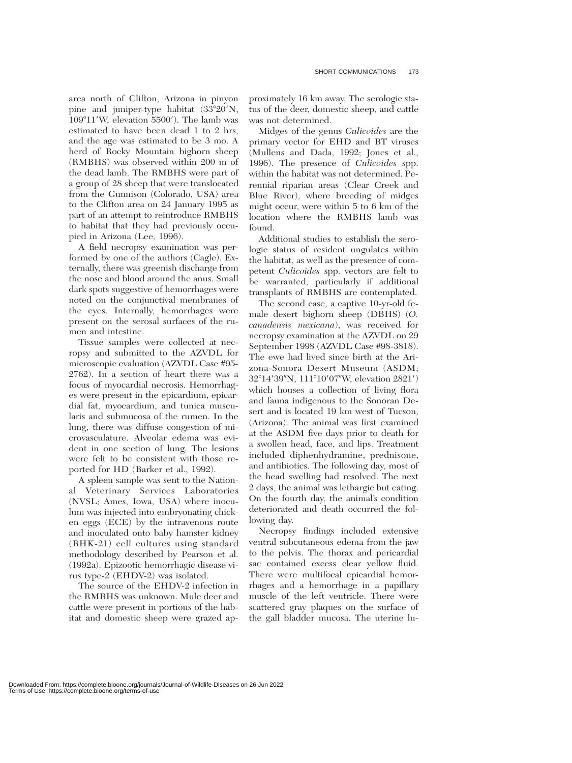area north of Clifton, Arizona in pinyon pine and juniper-type habitat (33°20′N, 109°11′W, elevation 5500′). The lamb was estimated to have been dead 1 to 2 hrs, and the age was estimated to be 3 mo. A herd of Rocky Mountain bighorn sheep (RMBHS) was observed within 200 m of the dead lamb. The RMBHS were part of a group of 28 sheep that were translocated from the Gunnison (Colorado, USA) area to the Clifton area on 24 January 1995 as part of an attempt to reintroduce RMBHS to habitat that they had previously occupied in Arizona (Lee, 1996).

A field necropsy examination was performed by one of the authors (Cagle). Externally, there was greenish discharge from the nose and blood around the anus. Small dark spots suggestive of hemorrhages were noted on the conjunctival membranes of the eyes. Internally, hemorrhages were present on the serosal surfaces of the rumen and intestine.

Tissue samples were collected at necropsy and submitted to the AZVDL for microscopic evaluation (AZVDL Case #95-2762). In a section of heart there was a focus of myocardial necrosis. Hemorrhages were present in the epicardium, epicardial fat, myocardium, and tunica muscularis and submucosa of the rumen. In the lung, there was diffuse congestion of microvasculature. Alveolar edema was evident in one section of lung. The lesions were felt to be consistent with those reported for HD (Barker et al., 1992).

A spleen sample was sent to the National Veterinary Services Laboratories (NVSL; Ames, Iowa, USA) where inoculum was injected into embryonating chicken eggs (ECE) by the intravenous route and inoculated onto baby hamster kidney (BHK-21) cell cultures using standard methodology described by Pearson et al. (1992a). Epizootic hemorrhagic disease virus type-2 (EHDV-2) was isolated.

The source of the EHDV-2 infection in the RMBHS was unknown. Mule deer and cattle were present in portions of the habitat and domestic sheep were grazed approximately 16 km away. The serologic status of the deer, domestic sheep, and cattle was not determined.

Midges of the genus *Culicoides* are the primary vector for EHD and BT viruses (Mullens and Dada, 1992; Jones et al., 1996). The presence of *Culicoides* spp. within the habitat was not determined. Perennial riparian areas (Clear Creek and Blue River), where breeding of midges might occur, were within 5 to 6 km of the location where the RMBHS lamb was found.

Additional studies to establish the serologic status of resident ungulates within the habitat, as well as the presence of competent *Culicoides* spp. vectors are felt to be warranted, particularly if additional transplants of RMBHS are contemplated.

The second case, a captive 10-yr-old female desert bighorn sheep (DBHS) (*O. canadensis mexicana*), was received for necropsy examination at the AZVDL on 29 September 1998 (AZVDL Case #98-3818). The ewe had lived since birth at the Arizona-Sonora Desert Museum (ASDM; 32°14′39″N, 111°10′07″W, elevation 2821′) which houses a collection of living flora and fauna indigenous to the Sonoran Desert and is located 19 km west of Tucson, (Arizona). The animal was first examined at the ASDM five days prior to death for a swollen head, face, and lips. Treatment included diphenhydramine, prednisone, and antibiotics. The following day, most of the head swelling had resolved. The next 2 days, the animal was lethargic but eating. On the fourth day, the animal's condition deteriorated and death occurred the following day.

Necropsy findings included extensive ventral subcutaneous edema from the jaw to the pelvis. The thorax and pericardial sac contained excess clear yellow fluid. There were multifocal epicardial hemorrhages and a hemorrhage in a papillary muscle of the left ventricle. There were scattered gray plaques on the surface of the gall bladder mucosa. The uterine lu-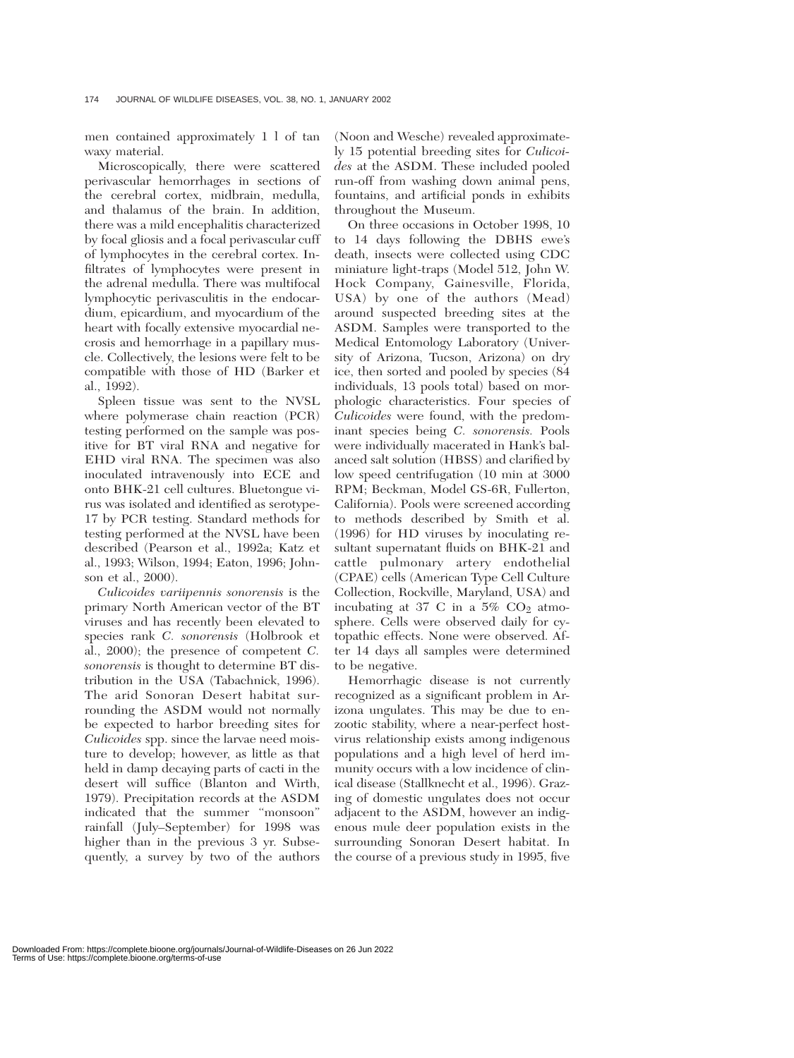men contained approximately 1 l of tan waxy material.

Microscopically, there were scattered perivascular hemorrhages in sections of the cerebral cortex, midbrain, medulla, and thalamus of the brain. In addition, there was a mild encephalitis characterized by focal gliosis and a focal perivascular cuff of lymphocytes in the cerebral cortex. Infiltrates of lymphocytes were present in the adrenal medulla. There was multifocal lymphocytic perivasculitis in the endocardium, epicardium, and myocardium of the heart with focally extensive myocardial necrosis and hemorrhage in a papillary muscle. Collectively, the lesions were felt to be compatible with those of HD (Barker et al., 1992).

Spleen tissue was sent to the NVSL where polymerase chain reaction (PCR) testing performed on the sample was positive for BT viral RNA and negative for EHD viral RNA. The specimen was also inoculated intravenously into ECE and onto BHK-21 cell cultures. Bluetongue virus was isolated and identified as serotype-17 by PCR testing. Standard methods for testing performed at the NVSL have been described (Pearson et al., 1992a; Katz et al., 1993; Wilson, 1994; Eaton, 1996; Johnson et al., 2000).

*Culicoides variipennis sonorensis* is the primary North American vector of the BT viruses and has recently been elevated to species rank *C. sonorensis* (Holbrook et al., 2000); the presence of competent *C. sonorensis* is thought to determine BT distribution in the USA (Tabachnick, 1996). The arid Sonoran Desert habitat surrounding the ASDM would not normally be expected to harbor breeding sites for *Culicoides* spp. since the larvae need moisture to develop; however, as little as that held in damp decaying parts of cacti in the desert will suffice (Blanton and Wirth, 1979). Precipitation records at the ASDM indicated that the summer "monsoon" rainfall (July–September) for 1998 was higher than in the previous 3 yr. Subsequently, a survey by two of the authors (Noon and Wesche) revealed approximately 15 potential breeding sites for *Culicoides* at the ASDM. These included pooled run-off from washing down animal pens, fountains, and artificial ponds in exhibits throughout the Museum.

On three occasions in October 1998, 10 to 14 days following the DBHS ewe's death, insects were collected using CDC miniature light-traps (Model 512, John W. Hock Company, Gainesville, Florida, USA) by one of the authors (Mead) around suspected breeding sites at the ASDM. Samples were transported to the Medical Entomology Laboratory (University of Arizona, Tucson, Arizona) on dry ice, then sorted and pooled by species (84 individuals, 13 pools total) based on morphologic characteristics. Four species of *Culicoides* were found, with the predominant species being *C. sonorensis.* Pools were individually macerated in Hank's balanced salt solution (HBSS) and clarified by low speed centrifugation (10 min at 3000 RPM; Beckman, Model GS-6R, Fullerton, California). Pools were screened according to methods described by Smith et al. (1996) for HD viruses by inoculating resultant supernatant fluids on BHK-21 and cattle pulmonary artery endothelial (CPAE) cells (American Type Cell Culture Collection, Rockville, Maryland, USA) and incubating at 37 C in a 5% $CO_2$ atmosphere. Cells were observed daily for cytopathic effects. None were observed. After 14 days all samples were determined to be negative.

Hemorrhagic disease is not currently recognized as a significant problem in Arizona ungulates. This may be due to enzootic stability, where a near-perfect host-virus relationship exists among indigenous populations and a high level of herd immunity occurs with a low incidence of clinical disease (Stallknecht et al., 1996). Grazing of domestic ungulates does not occur adjacent to the ASDM, however an indigenous mule deer population exists in the surrounding Sonoran Desert habitat. In the course of a previous study in 1995, five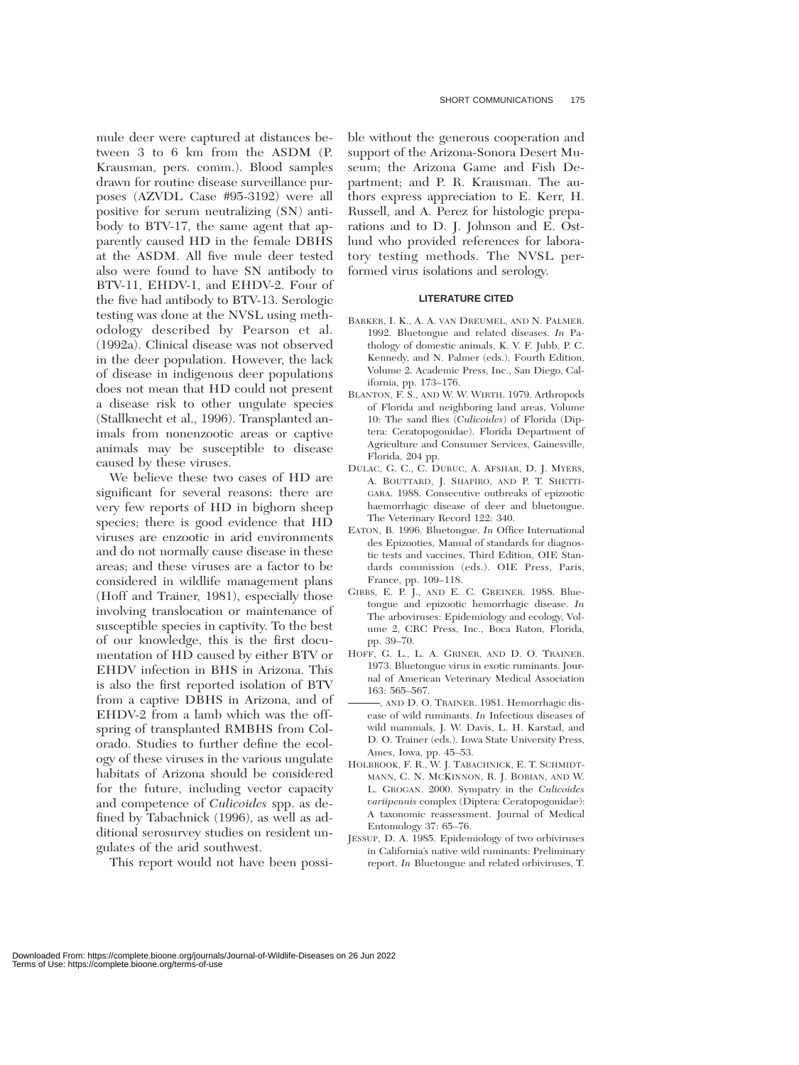mule deer were captured at distances between 3 to 6 km from the ASDM (P. Krausman, pers. comm.). Blood samples drawn for routine disease surveillance purposes (AZVDL Case #95-3192) were all positive for serum neutralizing (SN) antibody to BTV-17, the same agent that apparently caused HD in the female DBHS at the ASDM. All five mule deer tested also were found to have SN antibody to BTV-11, EHDV-1, and EHDV-2. Four of the five had antibody to BTV-13. Serologic testing was done at the NVSL using methodology described by Pearson et al. (1992a). Clinical disease was not observed in the deer population. However, the lack of disease in indigenous deer populations does not mean that HD could not present a disease risk to other ungulate species (Stallknecht et al., 1996). Transplanted animals from nonenzootic areas or captive animals may be susceptible to disease caused by these viruses.

We believe these two cases of HD are significant for several reasons: there are very few reports of HD in bighorn sheep species; there is good evidence that HD viruses are enzootic in arid environments and do not normally cause disease in these areas; and these viruses are a factor to be considered in wildlife management plans (Hoff and Trainer, 1981), especially those involving translocation or maintenance of susceptible species in captivity. To the best of our knowledge, this is the first documentation of HD caused by either BTV or EHDV infection in BHS in Arizona. This is also the first reported isolation of BTV from a captive DBHS in Arizona, and of EHDV-2 from a lamb which was the offspring of transplanted RMBHS from Colorado. Studies to further define the ecology of these viruses in the various ungulate habitats of Arizona should be considered for the future, including vector capacity and competence of *Culicoides* spp. as defined by Tabachnick (1996), as well as additional serosurvey studies on resident ungulates of the arid southwest.

This report would not have been possible without the generous cooperation and support of the Arizona-Sonora Desert Museum; the Arizona Game and Fish Department; and P. R. Krausman. The authors express appreciation to E. Kerr, H. Russell, and A. Perez for histologic preparations and to D. J. Johnson and E. Ostlund who provided references for laboratory testing methods. The NVSL performed virus isolations and serology.

## LITERATURE CITED

BARKER, I. K., A. A. VAN DREUMEL, AND N. PALMER. 1992. Bluetongue and related diseases. *In* Pathology of domestic animals, K. V. F. Jubb, P. C. Kennedy, and N. Palmer (eds.). Fourth Edition, Volume 2. Academic Press, Inc., San Diego, California, pp. 173–176.

BLANTON, F. S., AND W. W. WIRTH. 1979. Arthropods of Florida and neighboring land areas, Volume 10: The sand flies (*Culicoides*) of Florida (Diptera: Ceratopogonidae). Florida Department of Agriculture and Consumer Services, Gainesville, Florida, 204 pp.

DULAC, G. C., C. DUBUC, A. AFSHAR, D. J. MYERS, A. BOUTTARD, J. SHAPIRO, AND P. T. SHETTIGARA. 1988. Consecutive outbreaks of epizootic haemorrhagic disease of deer and bluetongue. The Veterinary Record 122: 340.

EATON, B. 1996. Bluetongue. *In* Office International des Epizooties, Manual of standards for diagnostic tests and vaccines, Third Edition, OIE Standards commission (eds.). OIE Press, Paris, France, pp. 109–118.

GIBBS, E. P. J., AND E. C. GREINER. 1988. Bluetongue and epizootic hemorrhagic disease. *In* The arboviruses: Epidemiology and ecology, Volume 2, CRC Press, Inc., Boca Raton, Florida, pp. 39–70.

HOFF, G. L., L. A. GRINER, AND D. O. TRAINER. 1973. Bluetongue virus in exotic ruminants. Journal of American Veterinary Medical Association 163: 565–567.

———, AND D. O. TRAINER. 1981. Hemorrhagic disease of wild ruminants. *In* Infectious diseases of wild mammals, J. W. Davis, L. H. Karstad, and D. O. Trainer (eds.). Iowa State University Press, Ames, Iowa, pp. 45–53.

HOLBROOK, F. R., W. J. TABACHNICK, E. T. SCHMIDTMANN, C. N. MCKINNON, R. J. BOBIAN, AND W. L. GROGAN. 2000. Sympatry in the *Culicoides variipennis* complex (Diptera: Ceratopogonidae): A taxonomic reassessment. Journal of Medical Entomology 37: 65–76.

JESSUP, D. A. 1985. Epidemiology of two orbiviruses in California's native wild ruminants: Preliminary report. *In* Bluetongue and related orbiviruses, T.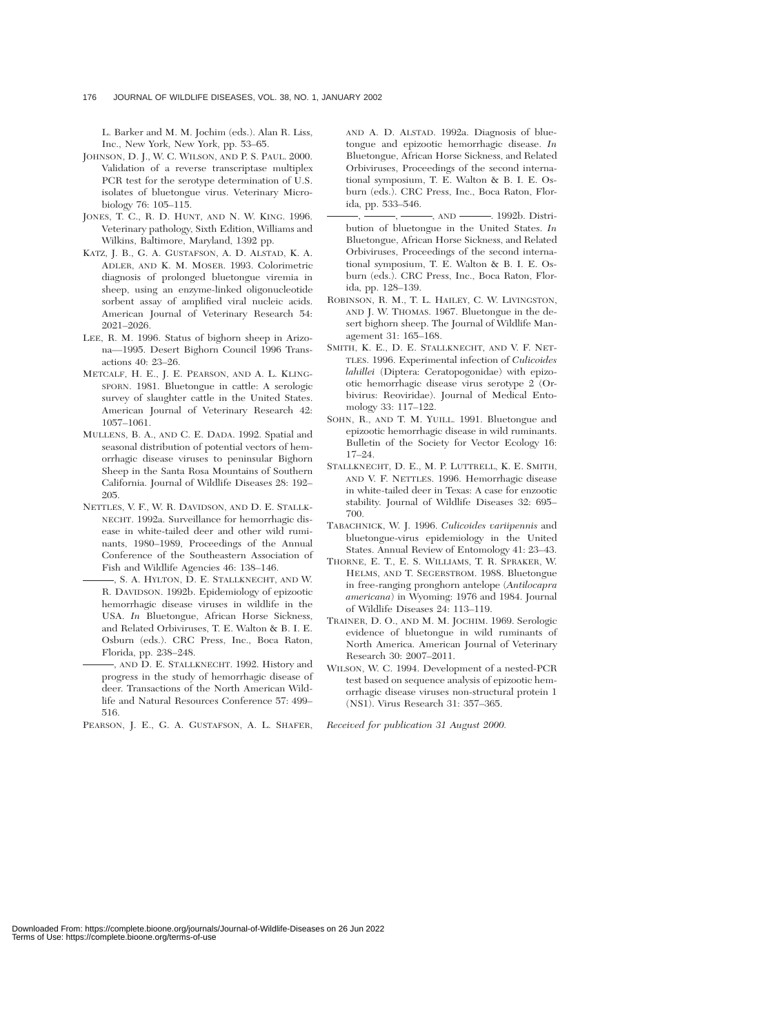L. Barker and M. M. Jochim (eds.). Alan R. Liss, Inc., New York, New York, pp. 53–65.

JOHNSON, D. J., W. C. WILSON, AND P. S. PAUL. 2000. Validation of a reverse transcriptase multiplex PCR test for the serotype determination of U.S. isolates of bluetongue virus. Veterinary Microbiology 76: 105–115.

JONES, T. C., R. D. HUNT, AND N. W. KING. 1996. Veterinary pathology, Sixth Edition, Williams and Wilkins, Baltimore, Maryland, 1392 pp.

KATZ, J. B., G. A. GUSTAFSON, A. D. ALSTAD, K. A. ADLER, AND K. M. MOSER. 1993. Colorimetric diagnosis of prolonged bluetongue viremia in sheep, using an enzyme-linked oligonucleotide sorbent assay of amplified viral nucleic acids. American Journal of Veterinary Research 54: 2021–2026.

LEE, R. M. 1996. Status of bighorn sheep in Arizona—1995. Desert Bighorn Council 1996 Transactions 40: 23–26.

METCALF, H. E., J. E. PEARSON, AND A. L. KLINGSPORN. 1981. Bluetongue in cattle: A serologic survey of slaughter cattle in the United States. American Journal of Veterinary Research 42: 1057–1061.

MULLENS, B. A., AND C. E. DADA. 1992. Spatial and seasonal distribution of potential vectors of hemorrhagic disease viruses to peninsular Bighorn Sheep in the Santa Rosa Mountains of Southern California. Journal of Wildlife Diseases 28: 192–205.

NETTLES, V. F., W. R. DAVIDSON, AND D. E. STALLKNECHT. 1992a. Surveillance for hemorrhagic disease in white-tailed deer and other wild ruminants, 1980–1989, Proceedings of the Annual Conference of the Southeastern Association of Fish and Wildlife Agencies 46: 138–146.

———, S. A. HYLTON, D. E. STALLKNECHT, AND W. R. DAVIDSON. 1992b. Epidemiology of epizootic hemorrhagic disease viruses in wildlife in the USA. *In* Bluetongue, African Horse Sickness, and Related Orbiviruses, T. E. Walton & B. I. E. Osburn (eds.). CRC Press, Inc., Boca Raton, Florida, pp. 238–248.

———, AND D. E. STALLKNECHT. 1992. History and progress in the study of hemorrhagic disease of deer. Transactions of the North American Wildlife and Natural Resources Conference 57: 499–516.

PEARSON, J. E., G. A. GUSTAFSON, A. L. SHAFER, AND A. D. ALSTAD. 1992a. Diagnosis of bluetongue and epizootic hemorrhagic disease. *In* Bluetongue, African Horse Sickness, and Related Orbiviruses, Proceedings of the second international symposium, T. E. Walton & B. I. E. Osburn (eds.). CRC Press, Inc., Boca Raton, Florida, pp. 533–546.

———, ———, ———, AND ———. 1992b. Distribution of bluetongue in the United States. *In* Bluetongue, African Horse Sickness, and Related Orbiviruses, Proceedings of the second international symposium, T. E. Walton & B. I. E. Osburn (eds.). CRC Press, Inc., Boca Raton, Florida, pp. 128–139.

ROBINSON, R. M., T. L. HAILEY, C. W. LIVINGSTON, AND J. W. THOMAS. 1967. Bluetongue in the desert bighorn sheep. The Journal of Wildlife Management 31: 165–168.

SMITH, K. E., D. E. STALLKNECHT, AND V. F. NETTLES. 1996. Experimental infection of *Culicoides lahillei* (Diptera: Ceratopogonidae) with epizootic hemorrhagic disease virus serotype 2 (Orbivirus: Reoviridae). Journal of Medical Entomology 33: 117–122.

SOHN, R., AND T. M. YUILL. 1991. Bluetongue and epizootic hemorrhagic disease in wild ruminants. Bulletin of the Society for Vector Ecology 16: 17–24.

STALLKNECHT, D. E., M. P. LUTTRELL, K. E. SMITH, AND V. F. NETTLES. 1996. Hemorrhagic disease in white-tailed deer in Texas: A case for enzootic stability. Journal of Wildlife Diseases 32: 695–700.

TABACHNICK, W. J. 1996. *Culicoides variipennis* and bluetongue-virus epidemiology in the United States. Annual Review of Entomology 41: 23–43.

THORNE, E. T., E. S. WILLIAMS, T. R. SPRAKER, W. HELMS, AND T. SEGERSTROM. 1988. Bluetongue in free-ranging pronghorn antelope (*Antilocapra americana*) in Wyoming: 1976 and 1984. Journal of Wildlife Diseases 24: 113–119.

TRAINER, D. O., AND M. M. JOCHIM. 1969. Serologic evidence of bluetongue in wild ruminants of North America. American Journal of Veterinary Research 30: 2007–2011.

WILSON, W. C. 1994. Development of a nested-PCR test based on sequence analysis of epizootic hemorrhagic disease viruses non-structural protein 1 (NS1). Virus Research 31: 357–365.

*Received for publication 31 August 2000.*